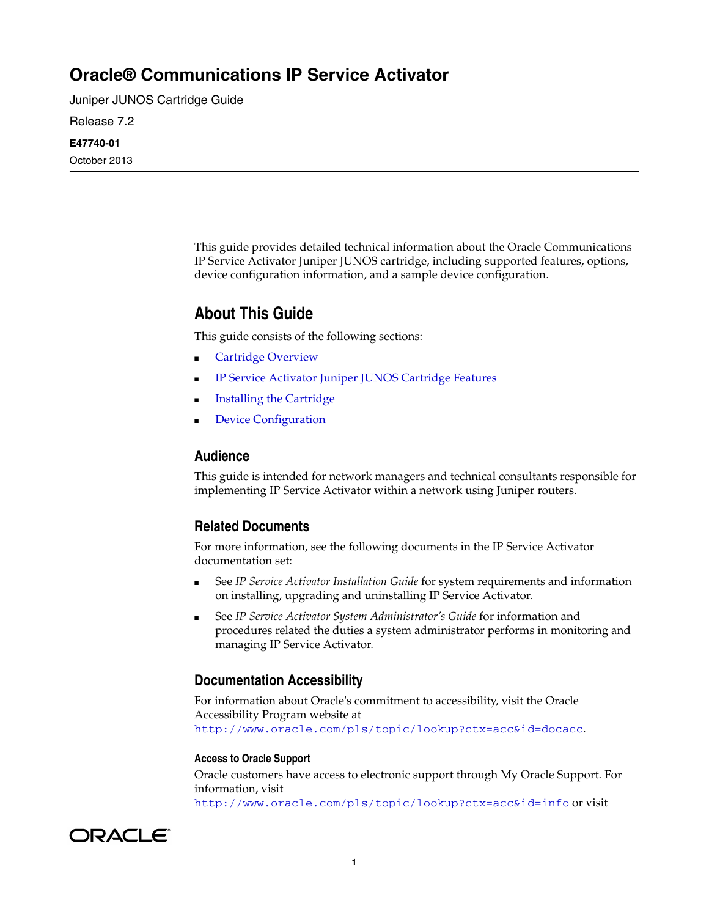# Oracle® Communications IP Service Activator

Juniper JUNOS Cartridge Guide

Release 7.2

**E47740-01**

October 2013

This guide provides detailed technical information about the Oracle Communications IP Service Activator Juniper JUNOS cartridge, including supported features, options, device configuration information, and a sample device configuration.

## About This Guide

This guide consists of the following sections:

- Cartridge Overview
- IP Service Activator Juniper JUNOS Cartridge Features
- Installing the Cartridge
- Device Configuration

### Audience

This guide is intended for network managers and technical consultants responsible for implementing IP Service Activator within a network using Juniper routers.

### Related Documents

For more information, see the following documents in the IP Service Activator documentation set:

- See *IP Service Activator Installation Guide* for system requirements and information on installing, upgrading and uninstalling IP Service Activator.
- See *IP Service Activator System Administrator's Guide* for information and procedures related the duties a system administrator performs in monitoring and managing IP Service Activator.

### Documentation Accessibility

For information about Oracle's commitment to accessibility, visit the Oracle Accessibility Program website at http://www.oracle.com/pls/topic/lookup?ctx=acc&id=docacc.

#### Access to Oracle Support

Oracle customers have access to electronic support through My Oracle Support. For information, visit http://www.oracle.com/pls/topic/lookup?ctx=acc&id=info or visit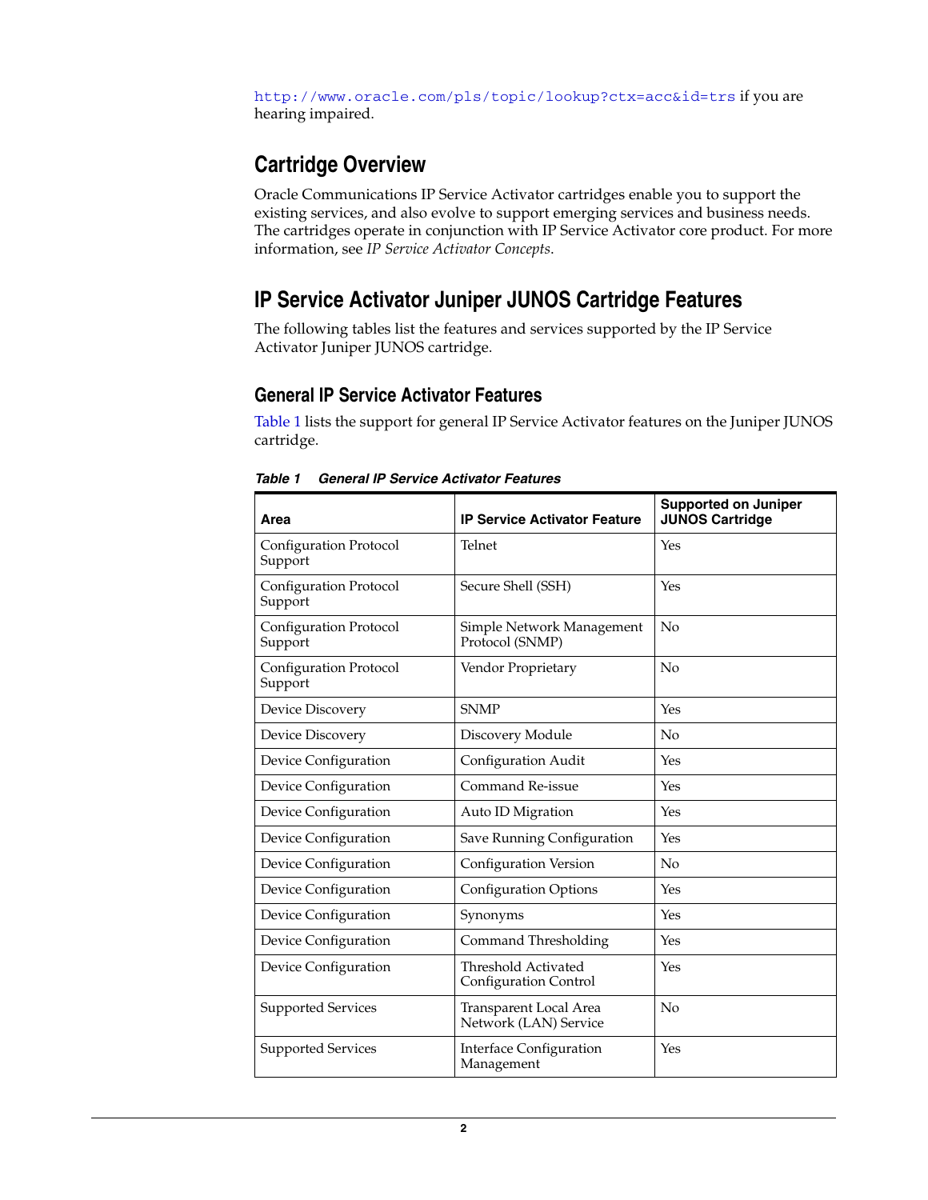http://www.oracle.com/pls/topic/lookup?ctx=acc&id=trs if you are hearing impaired.

## Cartridge Overview

Oracle Communications IP Service Activator cartridges enable you to support the existing services, and also evolve to support emerging services and business needs. The cartridges operate in conjunction with IP Service Activator core product. For more information, see *IP Service Activator Concepts*.

## IP Service Activator Juniper JUNOS Cartridge Features

The following tables list the features and services supported by the IP Service Activator Juniper JUNOS cartridge.

### General IP Service Activator Features

Table 1 lists the support for general IP Service Activator features on the Juniper JUNOS cartridge.

***Table 1 General IP Service Activator Features***

| Area | IP Service Activator Feature | Supported on Juniper JUNOS Cartridge |
|---|---|---|
| Configuration Protocol Support | Telnet | Yes |
| Configuration Protocol Support | Secure Shell (SSH) | Yes |
| Configuration Protocol Support | Simple Network Management Protocol (SNMP) | No |
| Configuration Protocol Support | Vendor Proprietary | No |
| Device Discovery | SNMP | Yes |
| Device Discovery | Discovery Module | No |
| Device Configuration | Configuration Audit | Yes |
| Device Configuration | Command Re-issue | Yes |
| Device Configuration | Auto ID Migration | Yes |
| Device Configuration | Save Running Configuration | Yes |
| Device Configuration | Configuration Version | No |
| Device Configuration | Configuration Options | Yes |
| Device Configuration | Synonyms | Yes |
| Device Configuration | Command Thresholding | Yes |
| Device Configuration | Threshold Activated Configuration Control | Yes |
| Supported Services | Transparent Local Area Network (LAN) Service | No |
| Supported Services | Interface Configuration Management | Yes |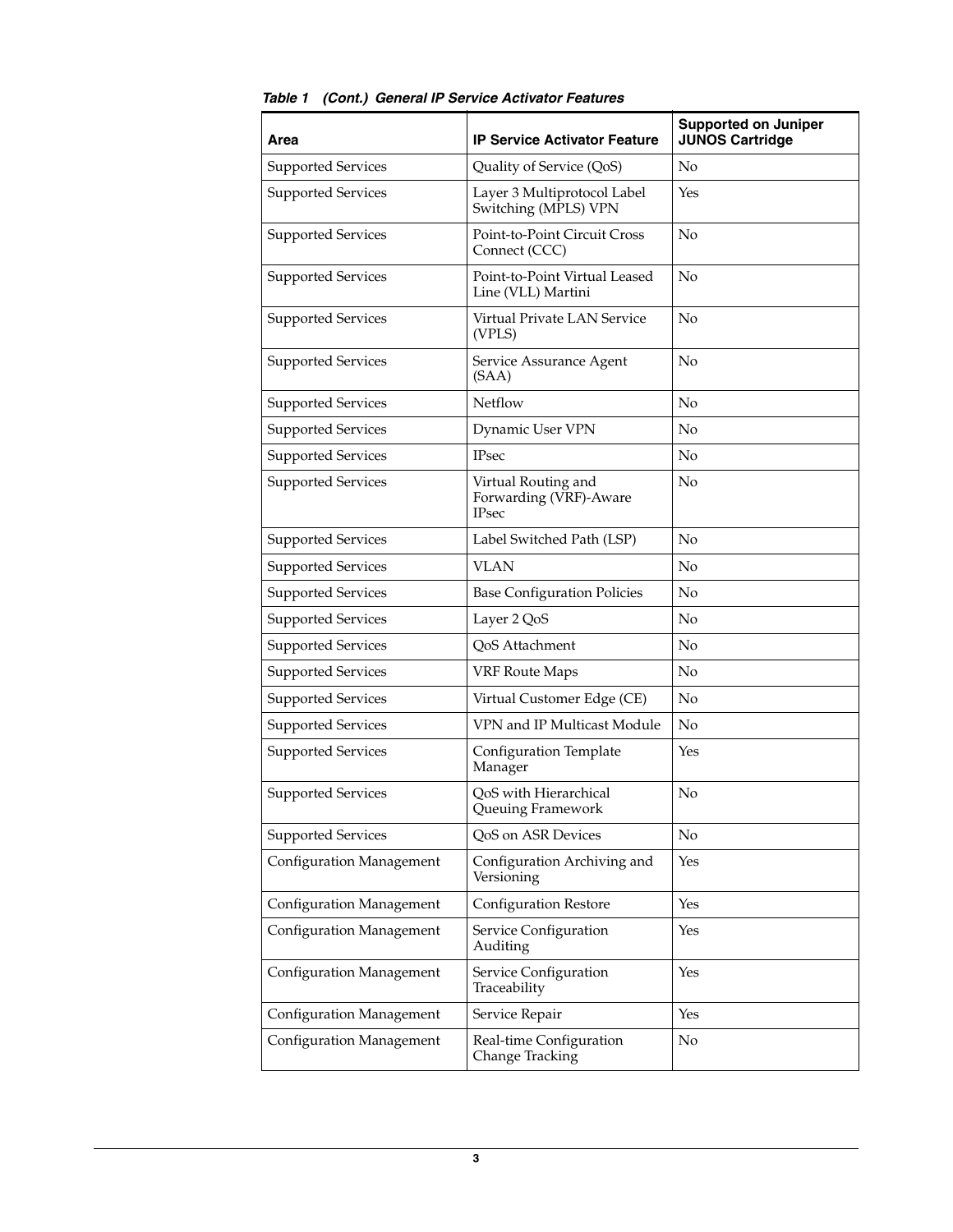*Table 1 (Cont.) General IP Service Activator Features*

| Area | IP Service Activator Feature | Supported on Juniper JUNOS Cartridge |
|---|---|---|
| Supported Services | Quality of Service (QoS) | No |
| Supported Services | Layer 3 Multiprotocol Label Switching (MPLS) VPN | Yes |
| Supported Services | Point-to-Point Circuit Cross Connect (CCC) | No |
| Supported Services | Point-to-Point Virtual Leased Line (VLL) Martini | No |
| Supported Services | Virtual Private LAN Service (VPLS) | No |
| Supported Services | Service Assurance Agent (SAA) | No |
| Supported Services | Netflow | No |
| Supported Services | Dynamic User VPN | No |
| Supported Services | IPsec | No |
| Supported Services | Virtual Routing and Forwarding (VRF)-Aware IPsec | No |
| Supported Services | Label Switched Path (LSP) | No |
| Supported Services | VLAN | No |
| Supported Services | Base Configuration Policies | No |
| Supported Services | Layer 2 QoS | No |
| Supported Services | QoS Attachment | No |
| Supported Services | VRF Route Maps | No |
| Supported Services | Virtual Customer Edge (CE) | No |
| Supported Services | VPN and IP Multicast Module | No |
| Supported Services | Configuration Template Manager | Yes |
| Supported Services | QoS with Hierarchical Queuing Framework | No |
| Supported Services | QoS on ASR Devices | No |
| Configuration Management | Configuration Archiving and Versioning | Yes |
| Configuration Management | Configuration Restore | Yes |
| Configuration Management | Service Configuration Auditing | Yes |
| Configuration Management | Service Configuration Traceability | Yes |
| Configuration Management | Service Repair | Yes |
| Configuration Management | Real-time Configuration Change Tracking | No |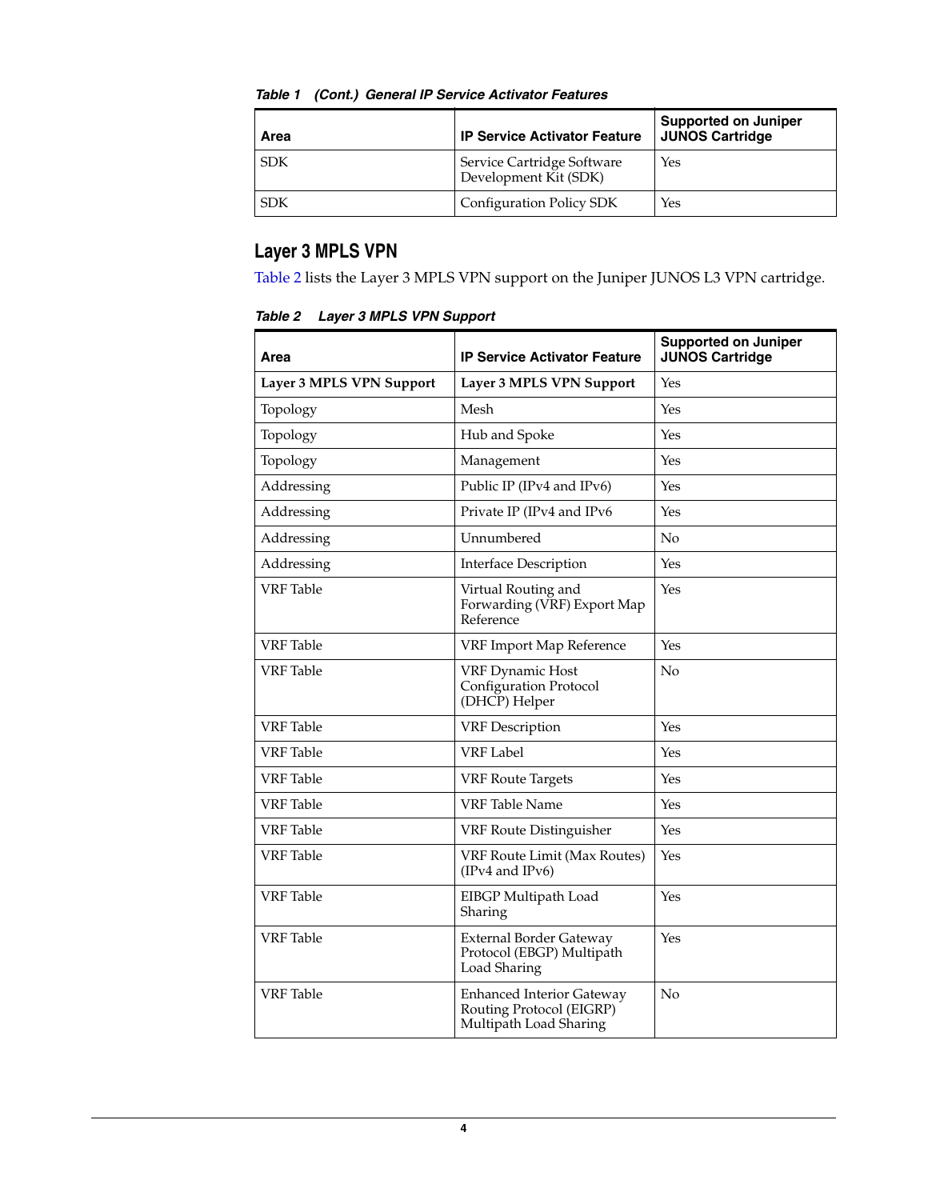*Table 1 (Cont.) General IP Service Activator Features*

| Area | IP Service Activator Feature | Supported on Juniper JUNOS Cartridge |
|---|---|---|
| SDK | Service Cartridge Software Development Kit (SDK) | Yes |
| SDK | Configuration Policy SDK | Yes |

## Layer 3 MPLS VPN

Table 2 lists the Layer 3 MPLS VPN support on the Juniper JUNOS L3 VPN cartridge.

*Table 2 Layer 3 MPLS VPN Support*

| Area | IP Service Activator Feature | Supported on Juniper JUNOS Cartridge |
|---|---|---|
| **Layer 3 MPLS VPN Support** | **Layer 3 MPLS VPN Support** | Yes |
| Topology | Mesh | Yes |
| Topology | Hub and Spoke | Yes |
| Topology | Management | Yes |
| Addressing | Public IP (IPv4 and IPv6) | Yes |
| Addressing | Private IP (IPv4 and IPv6 | Yes |
| Addressing | Unnumbered | No |
| Addressing | Interface Description | Yes |
| VRF Table | Virtual Routing and Forwarding (VRF) Export Map Reference | Yes |
| VRF Table | VRF Import Map Reference | Yes |
| VRF Table | VRF Dynamic Host Configuration Protocol (DHCP) Helper | No |
| VRF Table | VRF Description | Yes |
| VRF Table | VRF Label | Yes |
| VRF Table | VRF Route Targets | Yes |
| VRF Table | VRF Table Name | Yes |
| VRF Table | VRF Route Distinguisher | Yes |
| VRF Table | VRF Route Limit (Max Routes) (IPv4 and IPv6) | Yes |
| VRF Table | EIBGP Multipath Load Sharing | Yes |
| VRF Table | External Border Gateway Protocol (EBGP) Multipath Load Sharing | Yes |
| VRF Table | Enhanced Interior Gateway Routing Protocol (EIGRP) Multipath Load Sharing | No |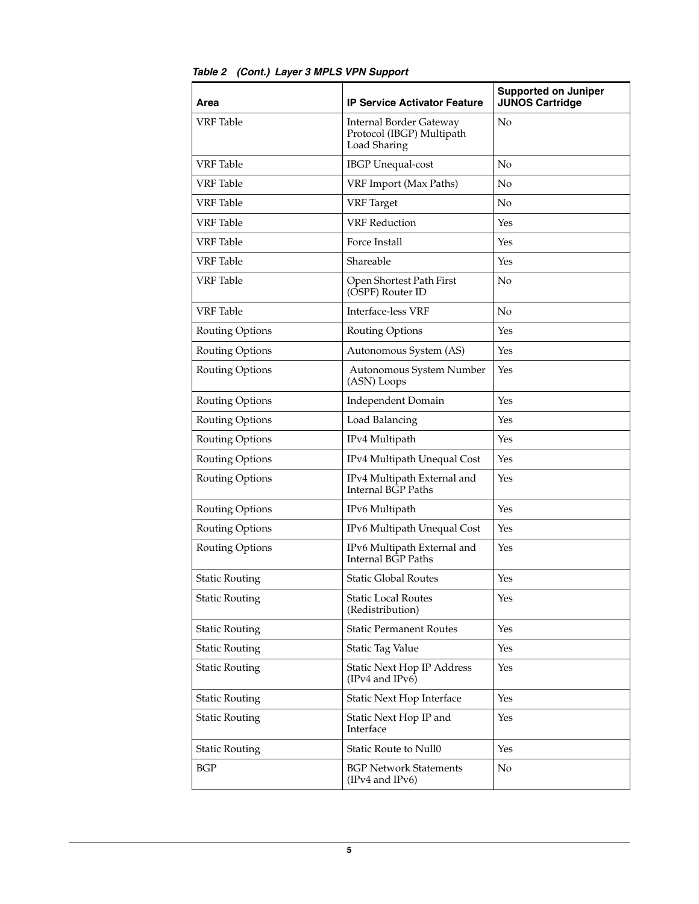*Table 2 (Cont.) Layer 3 MPLS VPN Support*

| Area | IP Service Activator Feature | Supported on Juniper JUNOS Cartridge |
|---|---|---|
| VRF Table | Internal Border Gateway Protocol (IBGP) Multipath Load Sharing | No |
| VRF Table | IBGP Unequal-cost | No |
| VRF Table | VRF Import (Max Paths) | No |
| VRF Table | VRF Target | No |
| VRF Table | VRF Reduction | Yes |
| VRF Table | Force Install | Yes |
| VRF Table | Shareable | Yes |
| VRF Table | Open Shortest Path First (OSPF) Router ID | No |
| VRF Table | Interface-less VRF | No |
| Routing Options | Routing Options | Yes |
| Routing Options | Autonomous System (AS) | Yes |
| Routing Options | Autonomous System Number (ASN) Loops | Yes |
| Routing Options | Independent Domain | Yes |
| Routing Options | Load Balancing | Yes |
| Routing Options | IPv4 Multipath | Yes |
| Routing Options | IPv4 Multipath Unequal Cost | Yes |
| Routing Options | IPv4 Multipath External and Internal BGP Paths | Yes |
| Routing Options | IPv6 Multipath | Yes |
| Routing Options | IPv6 Multipath Unequal Cost | Yes |
| Routing Options | IPv6 Multipath External and Internal BGP Paths | Yes |
| Static Routing | Static Global Routes | Yes |
| Static Routing | Static Local Routes (Redistribution) | Yes |
| Static Routing | Static Permanent Routes | Yes |
| Static Routing | Static Tag Value | Yes |
| Static Routing | Static Next Hop IP Address (IPv4 and IPv6) | Yes |
| Static Routing | Static Next Hop Interface | Yes |
| Static Routing | Static Next Hop IP and Interface | Yes |
| Static Routing | Static Route to Null0 | Yes |
| BGP | BGP Network Statements (IPv4 and IPv6) | No |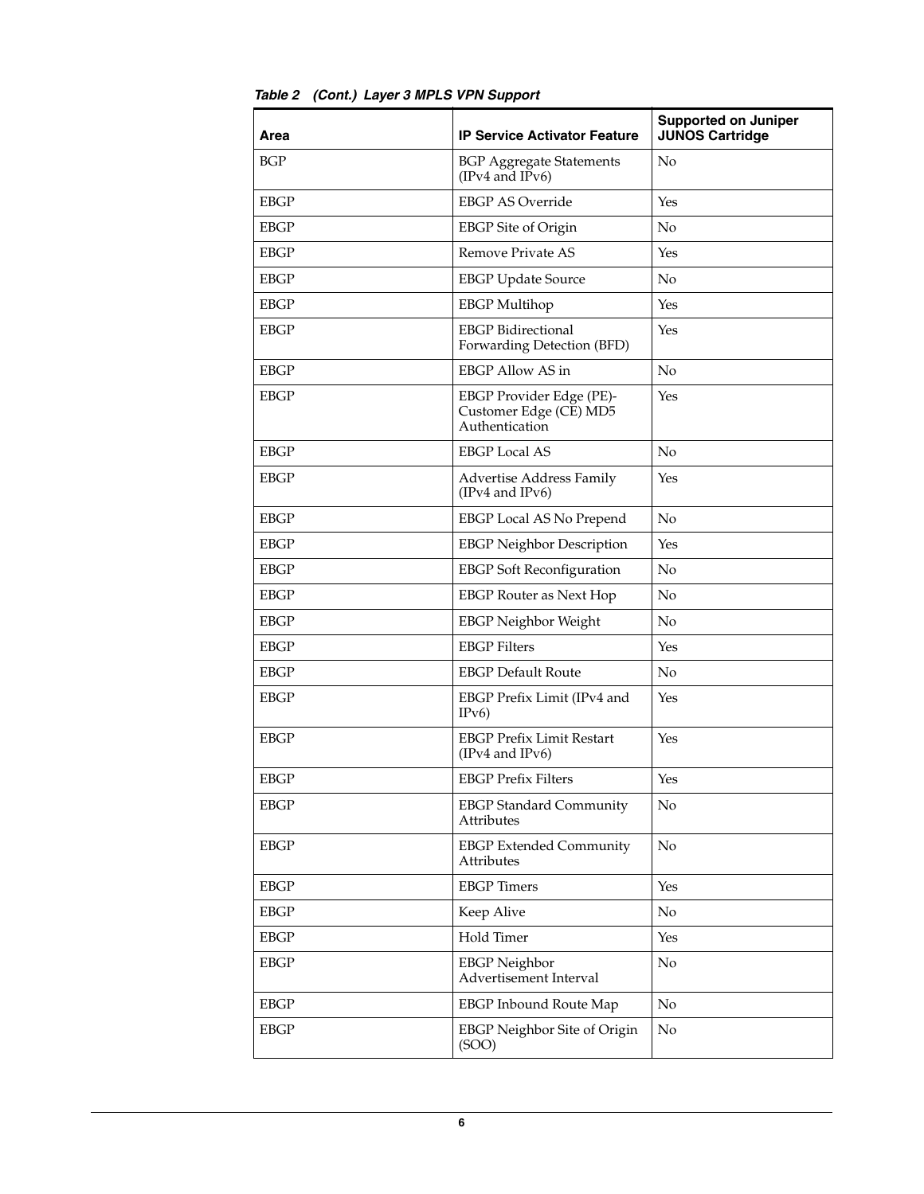*Table 2 (Cont.) Layer 3 MPLS VPN Support*

| Area | IP Service Activator Feature | Supported on Juniper JUNOS Cartridge |
|---|---|---|
| BGP | BGP Aggregate Statements (IPv4 and IPv6) | No |
| EBGP | EBGP AS Override | Yes |
| EBGP | EBGP Site of Origin | No |
| EBGP | Remove Private AS | Yes |
| EBGP | EBGP Update Source | No |
| EBGP | EBGP Multihop | Yes |
| EBGP | EBGP Bidirectional Forwarding Detection (BFD) | Yes |
| EBGP | EBGP Allow AS in | No |
| EBGP | EBGP Provider Edge (PE)-Customer Edge (CE) MD5 Authentication | Yes |
| EBGP | EBGP Local AS | No |
| EBGP | Advertise Address Family (IPv4 and IPv6) | Yes |
| EBGP | EBGP Local AS No Prepend | No |
| EBGP | EBGP Neighbor Description | Yes |
| EBGP | EBGP Soft Reconfiguration | No |
| EBGP | EBGP Router as Next Hop | No |
| EBGP | EBGP Neighbor Weight | No |
| EBGP | EBGP Filters | Yes |
| EBGP | EBGP Default Route | No |
| EBGP | EBGP Prefix Limit (IPv4 and IPv6) | Yes |
| EBGP | EBGP Prefix Limit Restart (IPv4 and IPv6) | Yes |
| EBGP | EBGP Prefix Filters | Yes |
| EBGP | EBGP Standard Community Attributes | No |
| EBGP | EBGP Extended Community Attributes | No |
| EBGP | EBGP Timers | Yes |
| EBGP | Keep Alive | No |
| EBGP | Hold Timer | Yes |
| EBGP | EBGP Neighbor Advertisement Interval | No |
| EBGP | EBGP Inbound Route Map | No |
| EBGP | EBGP Neighbor Site of Origin (SOO) | No |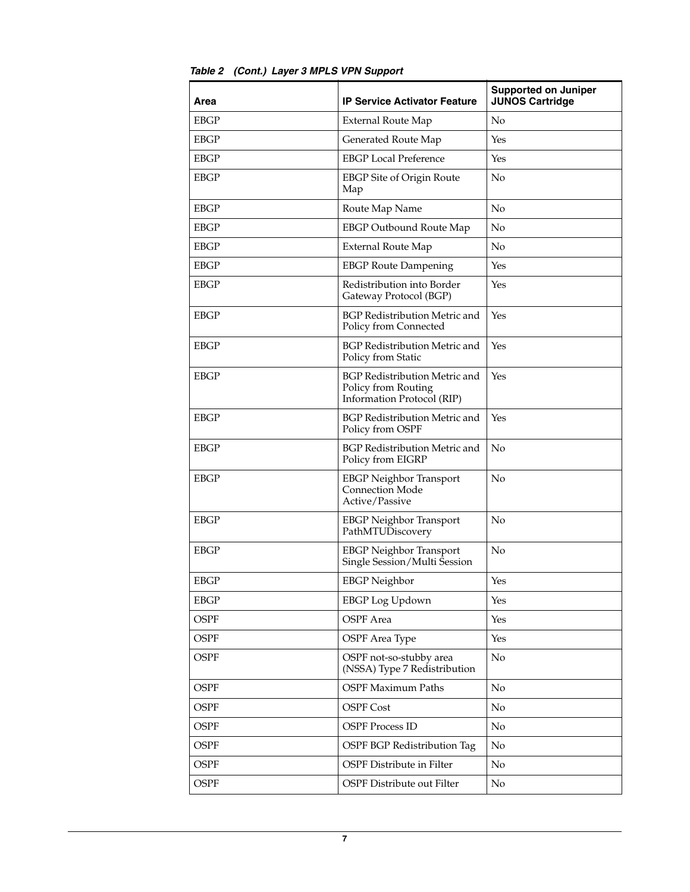***Table 2 (Cont.) Layer 3 MPLS VPN Support***

| Area | IP Service Activator Feature | Supported on Juniper JUNOS Cartridge |
|---|---|---|
| EBGP | External Route Map | No |
| EBGP | Generated Route Map | Yes |
| EBGP | EBGP Local Preference | Yes |
| EBGP | EBGP Site of Origin Route Map | No |
| EBGP | Route Map Name | No |
| EBGP | EBGP Outbound Route Map | No |
| EBGP | External Route Map | No |
| EBGP | EBGP Route Dampening | Yes |
| EBGP | Redistribution into Border Gateway Protocol (BGP) | Yes |
| EBGP | BGP Redistribution Metric and Policy from Connected | Yes |
| EBGP | BGP Redistribution Metric and Policy from Static | Yes |
| EBGP | BGP Redistribution Metric and Policy from Routing Information Protocol (RIP) | Yes |
| EBGP | BGP Redistribution Metric and Policy from OSPF | Yes |
| EBGP | BGP Redistribution Metric and Policy from EIGRP | No |
| EBGP | EBGP Neighbor Transport Connection Mode Active/Passive | No |
| EBGP | EBGP Neighbor Transport PathMTUDiscovery | No |
| EBGP | EBGP Neighbor Transport Single Session/Multi Session | No |
| EBGP | EBGP Neighbor | Yes |
| EBGP | EBGP Log Updown | Yes |
| OSPF | OSPF Area | Yes |
| OSPF | OSPF Area Type | Yes |
| OSPF | OSPF not-so-stubby area (NSSA) Type 7 Redistribution | No |
| OSPF | OSPF Maximum Paths | No |
| OSPF | OSPF Cost | No |
| OSPF | OSPF Process ID | No |
| OSPF | OSPF BGP Redistribution Tag | No |
| OSPF | OSPF Distribute in Filter | No |
| OSPF | OSPF Distribute out Filter | No |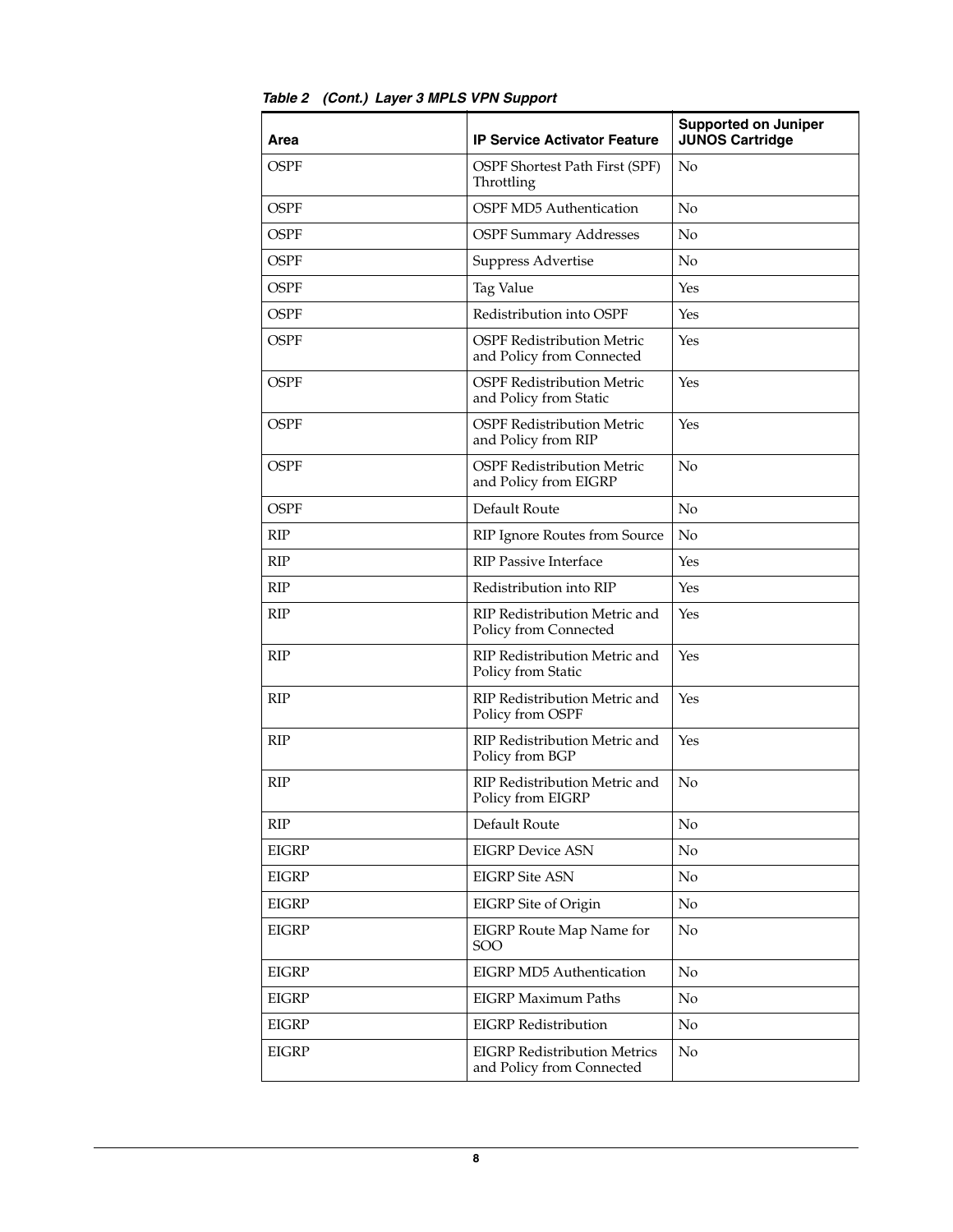*Table 2 (Cont.) Layer 3 MPLS VPN Support*

| Area | IP Service Activator Feature | Supported on Juniper JUNOS Cartridge |
|---|---|---|
| OSPF | OSPF Shortest Path First (SPF) Throttling | No |
| OSPF | OSPF MD5 Authentication | No |
| OSPF | OSPF Summary Addresses | No |
| OSPF | Suppress Advertise | No |
| OSPF | Tag Value | Yes |
| OSPF | Redistribution into OSPF | Yes |
| OSPF | OSPF Redistribution Metric and Policy from Connected | Yes |
| OSPF | OSPF Redistribution Metric and Policy from Static | Yes |
| OSPF | OSPF Redistribution Metric and Policy from RIP | Yes |
| OSPF | OSPF Redistribution Metric and Policy from EIGRP | No |
| OSPF | Default Route | No |
| RIP | RIP Ignore Routes from Source | No |
| RIP | RIP Passive Interface | Yes |
| RIP | Redistribution into RIP | Yes |
| RIP | RIP Redistribution Metric and Policy from Connected | Yes |
| RIP | RIP Redistribution Metric and Policy from Static | Yes |
| RIP | RIP Redistribution Metric and Policy from OSPF | Yes |
| RIP | RIP Redistribution Metric and Policy from BGP | Yes |
| RIP | RIP Redistribution Metric and Policy from EIGRP | No |
| RIP | Default Route | No |
| EIGRP | EIGRP Device ASN | No |
| EIGRP | EIGRP Site ASN | No |
| EIGRP | EIGRP Site of Origin | No |
| EIGRP | EIGRP Route Map Name for SOO | No |
| EIGRP | EIGRP MD5 Authentication | No |
| EIGRP | EIGRP Maximum Paths | No |
| EIGRP | EIGRP Redistribution | No |
| EIGRP | EIGRP Redistribution Metrics and Policy from Connected | No |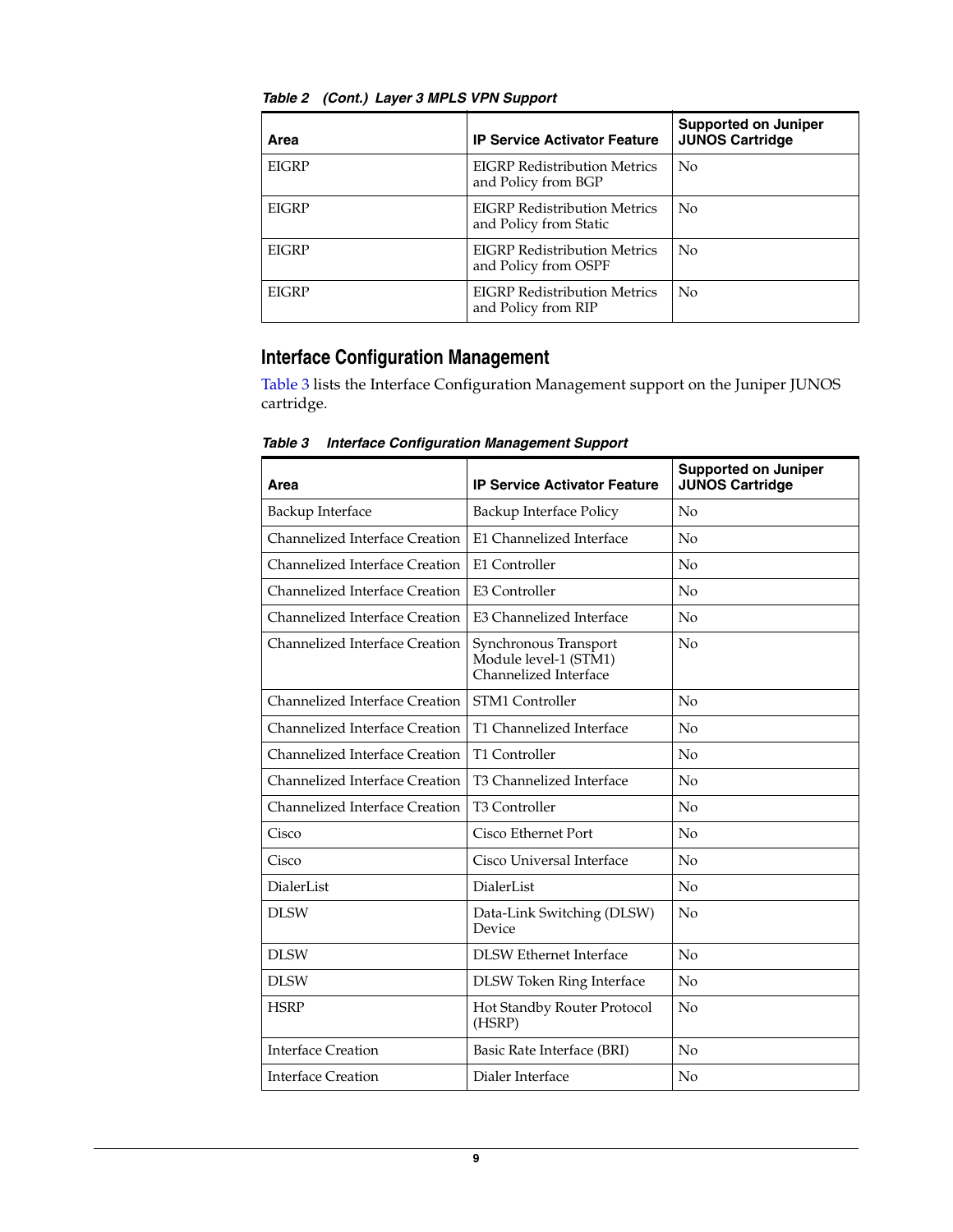*Table 2 (Cont.) Layer 3 MPLS VPN Support*

| Area | IP Service Activator Feature | Supported on Juniper JUNOS Cartridge |
|---|---|---|
| EIGRP | EIGRP Redistribution Metrics and Policy from BGP | No |
| EIGRP | EIGRP Redistribution Metrics and Policy from Static | No |
| EIGRP | EIGRP Redistribution Metrics and Policy from OSPF | No |
| EIGRP | EIGRP Redistribution Metrics and Policy from RIP | No |

## Interface Configuration Management

Table 3 lists the Interface Configuration Management support on the Juniper JUNOS cartridge.

*Table 3 Interface Configuration Management Support*

| Area | IP Service Activator Feature | Supported on Juniper JUNOS Cartridge |
|---|---|---|
| Backup Interface | Backup Interface Policy | No |
| Channelized Interface Creation | E1 Channelized Interface | No |
| Channelized Interface Creation | E1 Controller | No |
| Channelized Interface Creation | E3 Controller | No |
| Channelized Interface Creation | E3 Channelized Interface | No |
| Channelized Interface Creation | Synchronous Transport Module level-1 (STM1) Channelized Interface | No |
| Channelized Interface Creation | STM1 Controller | No |
| Channelized Interface Creation | T1 Channelized Interface | No |
| Channelized Interface Creation | T1 Controller | No |
| Channelized Interface Creation | T3 Channelized Interface | No |
| Channelized Interface Creation | T3 Controller | No |
| Cisco | Cisco Ethernet Port | No |
| Cisco | Cisco Universal Interface | No |
| DialerList | DialerList | No |
| DLSW | Data-Link Switching (DLSW) Device | No |
| DLSW | DLSW Ethernet Interface | No |
| DLSW | DLSW Token Ring Interface | No |
| HSRP | Hot Standby Router Protocol (HSRP) | No |
| Interface Creation | Basic Rate Interface (BRI) | No |
| Interface Creation | Dialer Interface | No |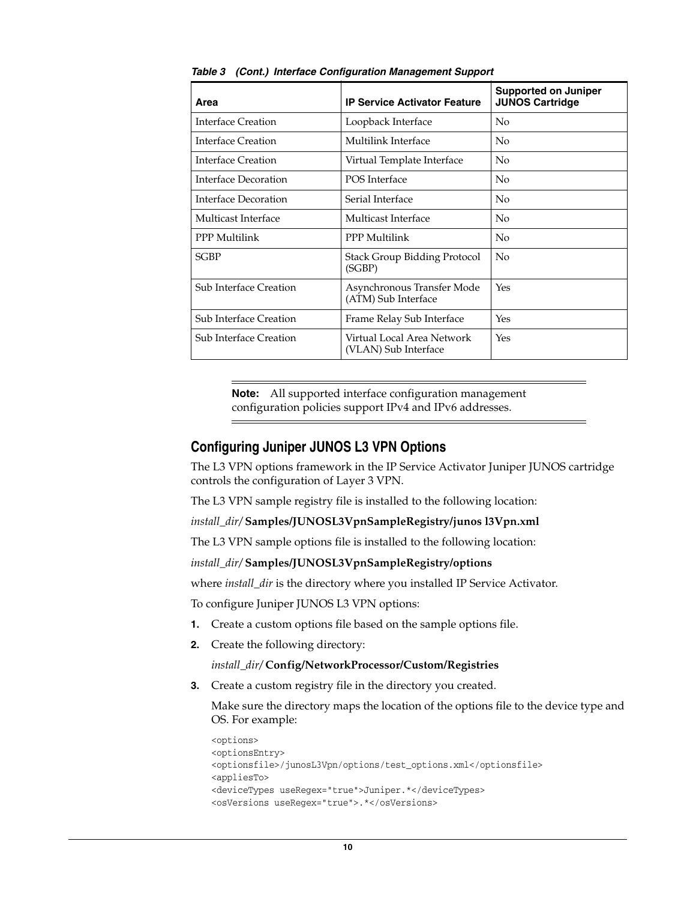*Table 3 (Cont.) Interface Configuration Management Support*

| Area | IP Service Activator Feature | Supported on Juniper JUNOS Cartridge |
|---|---|---|
| Interface Creation | Loopback Interface | No |
| Interface Creation | Multilink Interface | No |
| Interface Creation | Virtual Template Interface | No |
| Interface Decoration | POS Interface | No |
| Interface Decoration | Serial Interface | No |
| Multicast Interface | Multicast Interface | No |
| PPP Multilink | PPP Multilink | No |
| SGBP | Stack Group Bidding Protocol (SGBP) | No |
| Sub Interface Creation | Asynchronous Transfer Mode (ATM) Sub Interface | Yes |
| Sub Interface Creation | Frame Relay Sub Interface | Yes |
| Sub Interface Creation | Virtual Local Area Network (VLAN) Sub Interface | Yes |

> **Note:** All supported interface configuration management configuration policies support IPv4 and IPv6 addresses.

## Configuring Juniper JUNOS L3 VPN Options

The L3 VPN options framework in the IP Service Activator Juniper JUNOS cartridge controls the configuration of Layer 3 VPN.

The L3 VPN sample registry file is installed to the following location:

*install_dir*/ **Samples/JUNOSL3VpnSampleRegistry/junos l3Vpn.xml**

The L3 VPN sample options file is installed to the following location:

*install_dir*/ **Samples/JUNOSL3VpnSampleRegistry/options**

where *install_dir* is the directory where you installed IP Service Activator.

To configure Juniper JUNOS L3 VPN options:

1. Create a custom options file based on the sample options file.
2. Create the following directory:

   *install_dir*/ **Config/NetworkProcessor/Custom/Registries**

3. Create a custom registry file in the directory you created.

   Make sure the directory maps the location of the options file to the device type and OS. For example:

```
<options>
<optionsEntry>
<optionsfile>/junosL3Vpn/options/test_options.xml</optionsfile>
<appliesTo>
<deviceTypes useRegex="true">Juniper.*</deviceTypes>
<osVersions useRegex="true">.*</osVersions>
```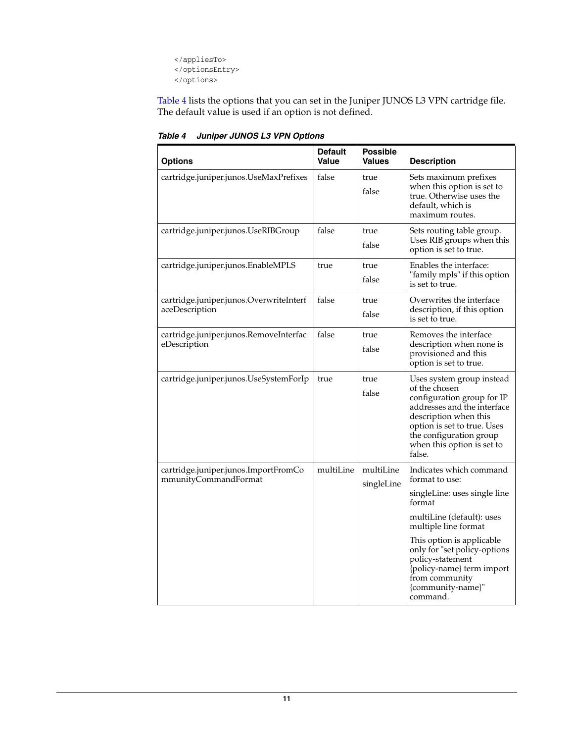```
</appliesTo>
</optionsEntry>
</options>
```

Table 4 lists the options that you can set in the Juniper JUNOS L3 VPN cartridge file. The default value is used if an option is not defined.

***Table 4 Juniper JUNOS L3 VPN Options***

| Options | Default Value | Possible Values | Description |
|---|---|---|---|
| cartridge.juniper.junos.UseMaxPrefixes | false | true<br>false | Sets maximum prefixes when this option is set to true. Otherwise uses the default, which is maximum routes. |
| cartridge.juniper.junos.UseRIBGroup | false | true<br>false | Sets routing table group. Uses RIB groups when this option is set to true. |
| cartridge.juniper.junos.EnableMPLS | true | true<br>false | Enables the interface: "family mpls" if this option is set to true. |
| cartridge.juniper.junos.OverwriteInterfaceDescription | false | true<br>false | Overwrites the interface description, if this option is set to true. |
| cartridge.juniper.junos.RemoveInterfaceDescription | false | true<br>false | Removes the interface description when none is provisioned and this option is set to true. |
| cartridge.juniper.junos.UseSystemForIp | true | true<br>false | Uses system group instead of the chosen configuration group for IP addresses and the interface description when this option is set to true. Uses the configuration group when this option is set to false. |
| cartridge.juniper.junos.ImportFromCommunityCommandFormat | multiLine | multiLine<br>singleLine | Indicates which command format to use:<br>singleLine: uses single line format<br>multiLine (default): uses multiple line format<br>This option is applicable only for "set policy-options policy-statement {policy-name} term import from community {community-name}" command. |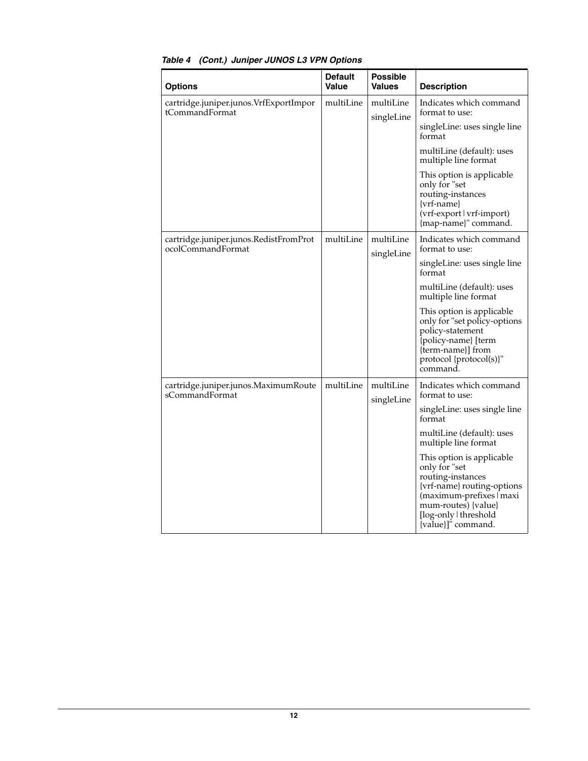*Table 4 (Cont.) Juniper JUNOS L3 VPN Options*

| Options | Default Value | Possible Values | Description |
|---|---|---|---|
| cartridge.juniper.junos.VrfExportImportCommandFormat | multiLine | multiLine<br>singleLine | Indicates which command format to use:<br>singleLine: uses single line format<br>multiLine (default): uses multiple line format<br>This option is applicable only for "set routing-instances {vrf-name} (vrf-export \| vrf-import) {map-name}" command. |
| cartridge.juniper.junos.RedistFromProtocolCommandFormat | multiLine | multiLine<br>singleLine | Indicates which command format to use:<br>singleLine: uses single line format<br>multiLine (default): uses multiple line format<br>This option is applicable only for "set policy-options policy-statement {policy-name} [term {term-name}] from protocol {protocol(s)}" command. |
| cartridge.juniper.junos.MaximumRoutesCommandFormat | multiLine | multiLine<br>singleLine | Indicates which command format to use:<br>singleLine: uses single line format<br>multiLine (default): uses multiple line format<br>This option is applicable only for "set routing-instances {vrf-name} routing-options (maximum-prefixes \| maximum-routes) {value} [log-only \| threshold {value}]" command. |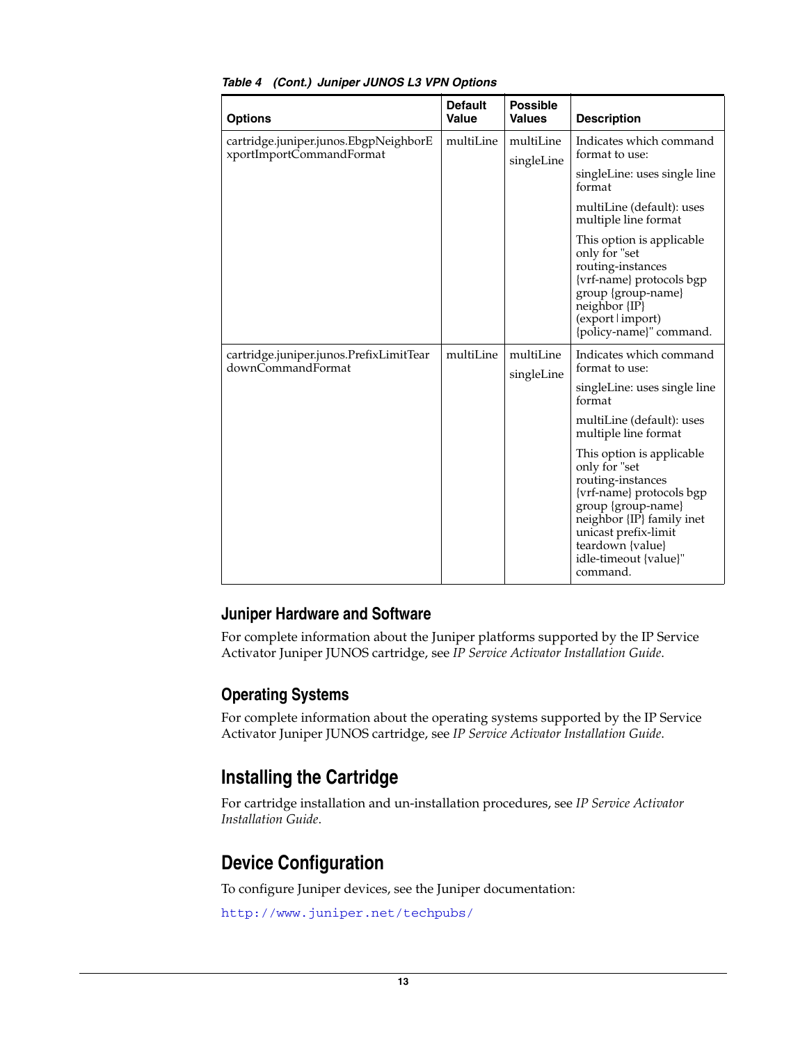*Table 4 (Cont.) Juniper JUNOS L3 VPN Options*

| Options | Default Value | Possible Values | Description |
|---|---|---|---|
| cartridge.juniper.junos.EbgpNeighborExportImportCommandFormat | multiLine | multiLine<br>singleLine | Indicates which command format to use:<br>singleLine: uses single line format<br>multiLine (default): uses multiple line format<br>This option is applicable only for "set routing-instances {vrf-name} protocols bgp group {group-name} neighbor {IP} (export \| import) {policy-name}" command. |
| cartridge.juniper.junos.PrefixLimitTeardownCommandFormat | multiLine | multiLine<br>singleLine | Indicates which command format to use:<br>singleLine: uses single line format<br>multiLine (default): uses multiple line format<br>This option is applicable only for "set routing-instances {vrf-name} protocols bgp group {group-name} neighbor {IP} family inet unicast prefix-limit teardown {value} idle-timeout {value}" command. |

### Juniper Hardware and Software

For complete information about the Juniper platforms supported by the IP Service Activator Juniper JUNOS cartridge, see *IP Service Activator Installation Guide*.

### Operating Systems

For complete information about the operating systems supported by the IP Service Activator Juniper JUNOS cartridge, see *IP Service Activator Installation Guide*.

## Installing the Cartridge

For cartridge installation and un-installation procedures, see *IP Service Activator Installation Guide*.

## Device Configuration

To configure Juniper devices, see the Juniper documentation:

http://www.juniper.net/techpubs/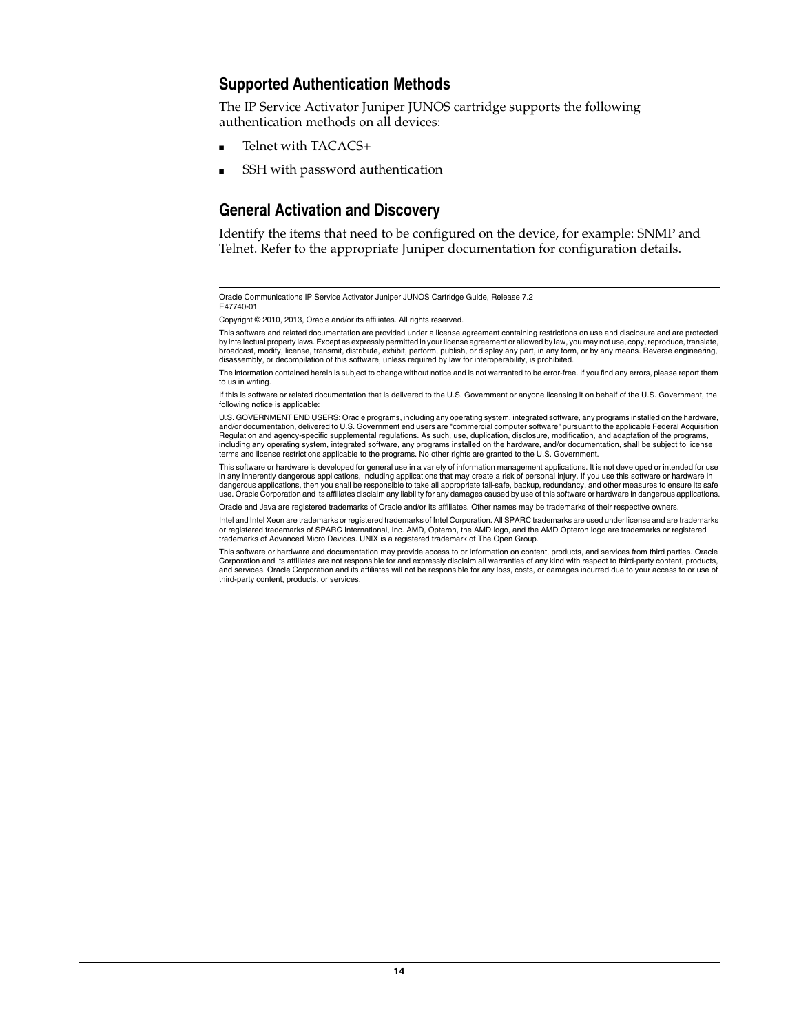## Supported Authentication Methods

The IP Service Activator Juniper JUNOS cartridge supports the following authentication methods on all devices:

- Telnet with TACACS+
- SSH with password authentication

## General Activation and Discovery

Identify the items that need to be configured on the device, for example: SNMP and Telnet. Refer to the appropriate Juniper documentation for configuration details.

---

Oracle Communications IP Service Activator Juniper JUNOS Cartridge Guide, Release 7.2
E47740-01

Copyright © 2010, 2013, Oracle and/or its affiliates. All rights reserved.

This software and related documentation are provided under a license agreement containing restrictions on use and disclosure and are protected by intellectual property laws. Except as expressly permitted in your license agreement or allowed by law, you may not use, copy, reproduce, translate, broadcast, modify, license, transmit, distribute, exhibit, perform, publish, or display any part, in any form, or by any means. Reverse engineering, disassembly, or decompilation of this software, unless required by law for interoperability, is prohibited.

The information contained herein is subject to change without notice and is not warranted to be error-free. If you find any errors, please report them to us in writing.

If this is software or related documentation that is delivered to the U.S. Government or anyone licensing it on behalf of the U.S. Government, the following notice is applicable:

U.S. GOVERNMENT END USERS: Oracle programs, including any operating system, integrated software, any programs installed on the hardware, and/or documentation, delivered to U.S. Government end users are "commercial computer software" pursuant to the applicable Federal Acquisition Regulation and agency-specific supplemental regulations. As such, use, duplication, disclosure, modification, and adaptation of the programs, including any operating system, integrated software, any programs installed on the hardware, and/or documentation, shall be subject to license terms and license restrictions applicable to the programs. No other rights are granted to the U.S. Government.

This software or hardware is developed for general use in a variety of information management applications. It is not developed or intended for use in any inherently dangerous applications, including applications that may create a risk of personal injury. If you use this software or hardware in dangerous applications, then you shall be responsible to take all appropriate fail-safe, backup, redundancy, and other measures to ensure its safe use. Oracle Corporation and its affiliates disclaim any liability for any damages caused by use of this software or hardware in dangerous applications.

Oracle and Java are registered trademarks of Oracle and/or its affiliates. Other names may be trademarks of their respective owners.

Intel and Intel Xeon are trademarks or registered trademarks of Intel Corporation. All SPARC trademarks are used under license and are trademarks or registered trademarks of SPARC International, Inc. AMD, Opteron, the AMD logo, and the AMD Opteron logo are trademarks or registered trademarks of Advanced Micro Devices. UNIX is a registered trademark of The Open Group.

This software or hardware and documentation may provide access to or information on content, products, and services from third parties. Oracle Corporation and its affiliates are not responsible for and expressly disclaim all warranties of any kind with respect to third-party content, products, and services. Oracle Corporation and its affiliates will not be responsible for any loss, costs, or damages incurred due to your access to or use of third-party content, products, or services.